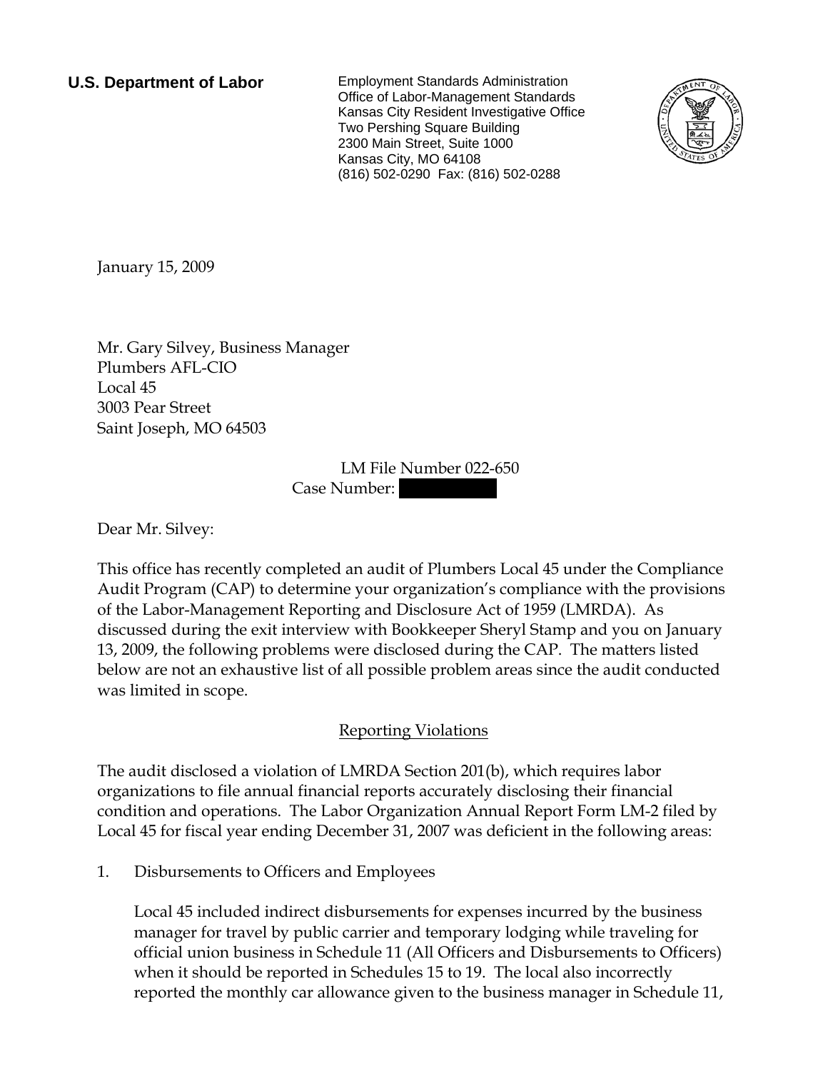**U.S. Department of Labor**

Employment Standards Administration
Office of Labor-Management Standards
Kansas City Resident Investigative Office
Two Pershing Square Building
2300 Main Street, Suite 1000
Kansas City, MO 64108
(816) 502-0290 Fax: (816) 502-0288

January 15, 2009

Mr. Gary Silvey, Business Manager
Plumbers AFL-CIO
Local 45
3003 Pear Street
Saint Joseph, MO 64503

LM File Number 022-650
Case Number:

Dear Mr. Silvey:

This office has recently completed an audit of Plumbers Local 45 under the Compliance Audit Program (CAP) to determine your organization's compliance with the provisions of the Labor-Management Reporting and Disclosure Act of 1959 (LMRDA). As discussed during the exit interview with Bookkeeper Sheryl Stamp and you on January 13, 2009, the following problems were disclosed during the CAP. The matters listed below are not an exhaustive list of all possible problem areas since the audit conducted was limited in scope.

## Reporting Violations

The audit disclosed a violation of LMRDA Section 201(b), which requires labor organizations to file annual financial reports accurately disclosing their financial condition and operations. The Labor Organization Annual Report Form LM-2 filed by Local 45 for fiscal year ending December 31, 2007 was deficient in the following areas:

1. Disbursements to Officers and Employees

   Local 45 included indirect disbursements for expenses incurred by the business manager for travel by public carrier and temporary lodging while traveling for official union business in Schedule 11 (All Officers and Disbursements to Officers) when it should be reported in Schedules 15 to 19. The local also incorrectly reported the monthly car allowance given to the business manager in Schedule 11,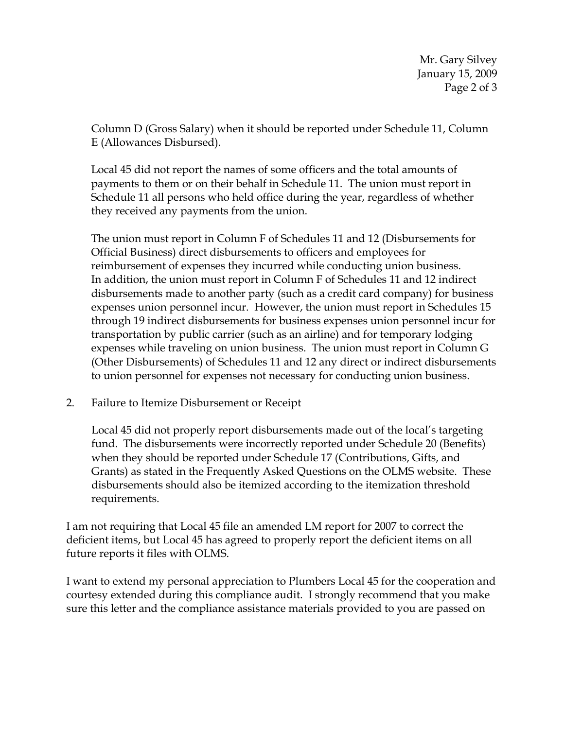Column D (Gross Salary) when it should be reported under Schedule 11, Column E (Allowances Disbursed).

Local 45 did not report the names of some officers and the total amounts of payments to them or on their behalf in Schedule 11. The union must report in Schedule 11 all persons who held office during the year, regardless of whether they received any payments from the union.

The union must report in Column F of Schedules 11 and 12 (Disbursements for Official Business) direct disbursements to officers and employees for reimbursement of expenses they incurred while conducting union business. In addition, the union must report in Column F of Schedules 11 and 12 indirect disbursements made to another party (such as a credit card company) for business expenses union personnel incur. However, the union must report in Schedules 15 through 19 indirect disbursements for business expenses union personnel incur for transportation by public carrier (such as an airline) and for temporary lodging expenses while traveling on union business. The union must report in Column G (Other Disbursements) of Schedules 11 and 12 any direct or indirect disbursements to union personnel for expenses not necessary for conducting union business.

2. Failure to Itemize Disbursement or Receipt

   Local 45 did not properly report disbursements made out of the local's targeting fund. The disbursements were incorrectly reported under Schedule 20 (Benefits) when they should be reported under Schedule 17 (Contributions, Gifts, and Grants) as stated in the Frequently Asked Questions on the OLMS website. These disbursements should also be itemized according to the itemization threshold requirements.

I am not requiring that Local 45 file an amended LM report for 2007 to correct the deficient items, but Local 45 has agreed to properly report the deficient items on all future reports it files with OLMS.

I want to extend my personal appreciation to Plumbers Local 45 for the cooperation and courtesy extended during this compliance audit. I strongly recommend that you make sure this letter and the compliance assistance materials provided to you are passed on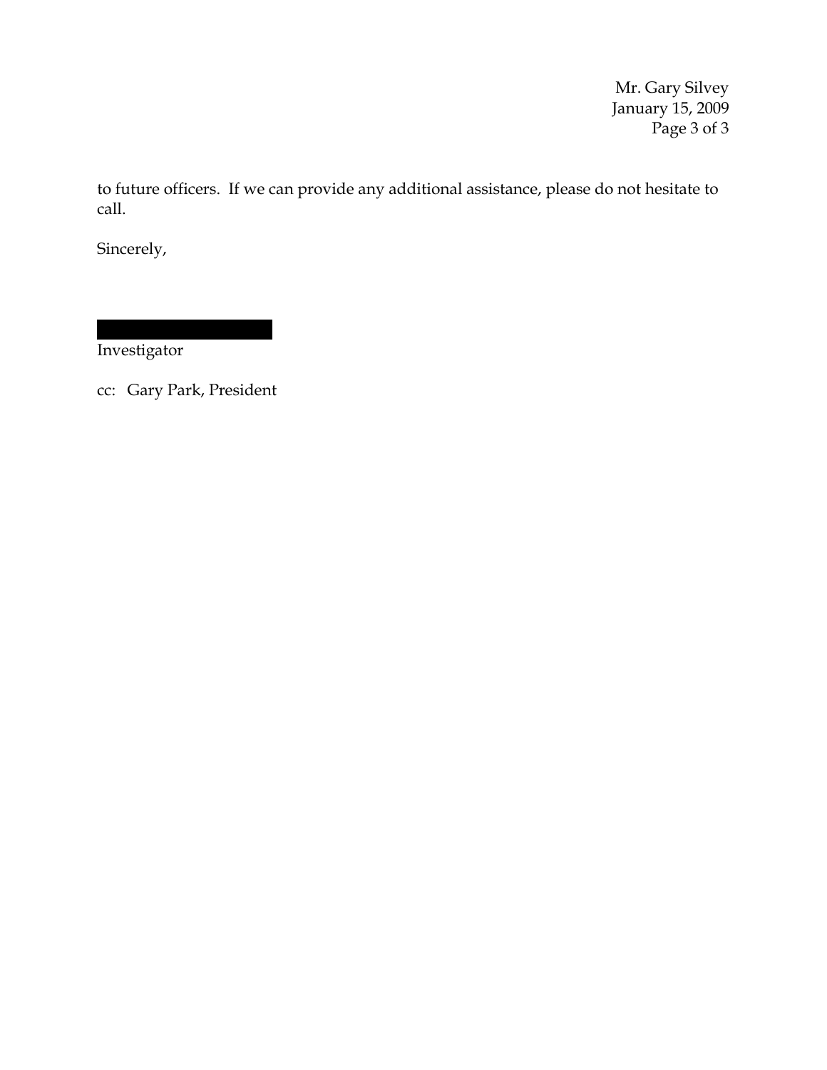to future officers. If we can provide any additional assistance, please do not hesitate to call.

Sincerely,

Investigator

cc: Gary Park, President